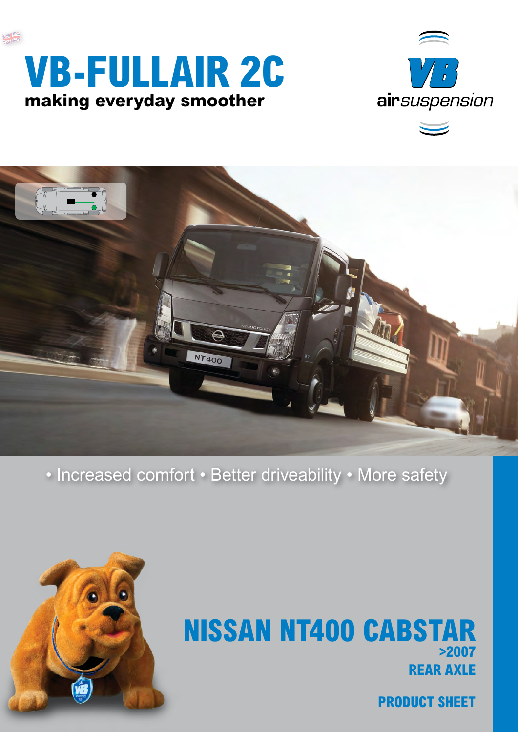# VB-FULLAIR 2C

**making everyday smoother**

airsuspension

• Increased comfort • Better driveability • More safety

## NISSAN NT400 CABSTAR

**>2007**

**REAR AXLE**

**PRODUCT SHEET**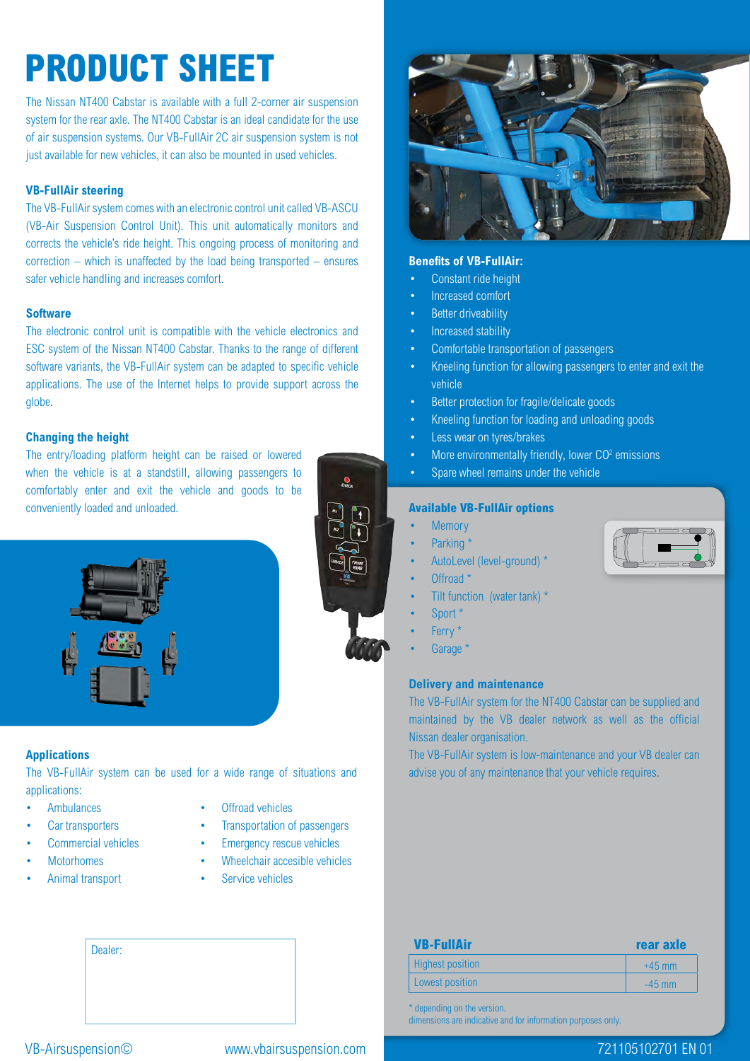# PRODUCT SHEET

The Nissan NT400 Cabstar is available with a full 2-corner air suspension system for the rear axle. The NT400 Cabstar is an ideal candidate for the use of air suspension systems. Our VB-FullAir 2C air suspension system is not just available for new vehicles, it can also be mounted in used vehicles.

### VB-FullAir steering

The VB-FullAir system comes with an electronic control unit called VB-ASCU (VB-Air Suspension Control Unit). This unit automatically monitors and corrects the vehicle's ride height. This ongoing process of monitoring and correction – which is unaffected by the load being transported – ensures safer vehicle handling and increases comfort.

### Software

The electronic control unit is compatible with the vehicle electronics and ESC system of the Nissan NT400 Cabstar. Thanks to the range of different software variants, the VB-FullAir system can be adapted to specific vehicle applications. The use of the Internet helps to provide support across the globe.

### Changing the height

The entry/loading platform height can be raised or lowered when the vehicle is at a standstill, allowing passengers to comfortably enter and exit the vehicle and goods to be conveniently loaded and unloaded.

### Applications

The VB-FullAir system can be used for a wide range of situations and applications:

- Ambulances
- Car transporters
- Commercial vehicles
- Motorhomes
- Animal transport
- Offroad vehicles
- Transportation of passengers
- Emergency rescue vehicles
- Wheelchair accesible vehicles
- Service vehicles

Dealer:

### Benefits of VB-FullAir:

- Constant ride height
- Increased comfort
- Better driveability
- Increased stability
- Comfortable transportation of passengers
- Kneeling function for allowing passengers to enter and exit the vehicle
- Better protection for fragile/delicate goods
- Kneeling function for loading and unloading goods
- Less wear on tyres/brakes
- More environmentally friendly, lower $CO^2$ emissions
- Spare wheel remains under the vehicle

### Available VB-FullAir options

- Memory
- Parking *
- AutoLevel (level-ground) *
- Offroad *
- Tilt function (water tank) *
- Sport *
- Ferry *
- Garage *

### Delivery and maintenance

The VB-FullAir system for the NT400 Cabstar can be supplied and maintained by the VB dealer network as well as the official Nissan dealer organisation.

The VB-FullAir system is low-maintenance and your VB dealer can advise you of any maintenance that your vehicle requires.

| VB-FullAir | rear axle |
|---|---|
| Highest position | +45 mm |
| Lowest position | -45 mm |

\* depending on the version.
dimensions are indicative and for information purposes only.

VB-Airsuspension© www.vbairsuspension.com 721105102701 EN 01